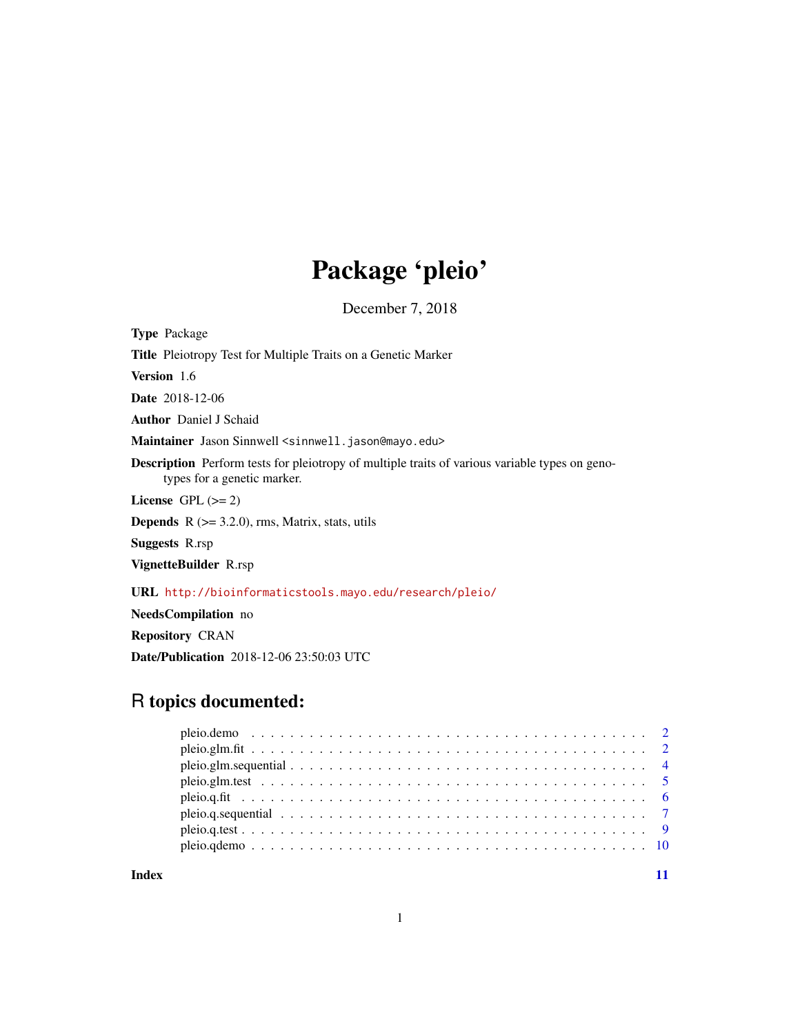# Package 'pleio'

December 7, 2018

**Type** Package

**Title** Pleiotropy Test for Multiple Traits on a Genetic Marker

**Version** 1.6

**Date** 2018-12-06

**Author** Daniel J Schaid

**Maintainer** Jason Sinnwell <sinnwell.jason@mayo.edu>

**Description** Perform tests for pleiotropy of multiple traits of various variable types on genotypes for a genetic marker.

**License** GPL (>= 2)

**Depends** R (>= 3.2.0), rms, Matrix, stats, utils

**Suggests** R.rsp

**VignetteBuilder** R.rsp

**URL** http://bioinformaticstools.mayo.edu/research/pleio/

**NeedsCompilation** no

**Repository** CRAN

**Date/Publication** 2018-12-06 23:50:03 UTC

## R topics documented:

pleio.demo . . . . . . . . . . . . . . . . . . . . . . . . . . . . . . . . . . . . . . . . . . 2
pleio.glm.fit . . . . . . . . . . . . . . . . . . . . . . . . . . . . . . . . . . . . . . . . . . 2
pleio.glm.sequential . . . . . . . . . . . . . . . . . . . . . . . . . . . . . . . . . . . . . 4
pleio.glm.test . . . . . . . . . . . . . . . . . . . . . . . . . . . . . . . . . . . . . . . . . 5
pleio.q.fit . . . . . . . . . . . . . . . . . . . . . . . . . . . . . . . . . . . . . . . . . . . 6
pleio.q.sequential . . . . . . . . . . . . . . . . . . . . . . . . . . . . . . . . . . . . . . 7
pleio.q.test . . . . . . . . . . . . . . . . . . . . . . . . . . . . . . . . . . . . . . . . . . 9
pleio.qdemo . . . . . . . . . . . . . . . . . . . . . . . . . . . . . . . . . . . . . . . . . . 10

**Index** 11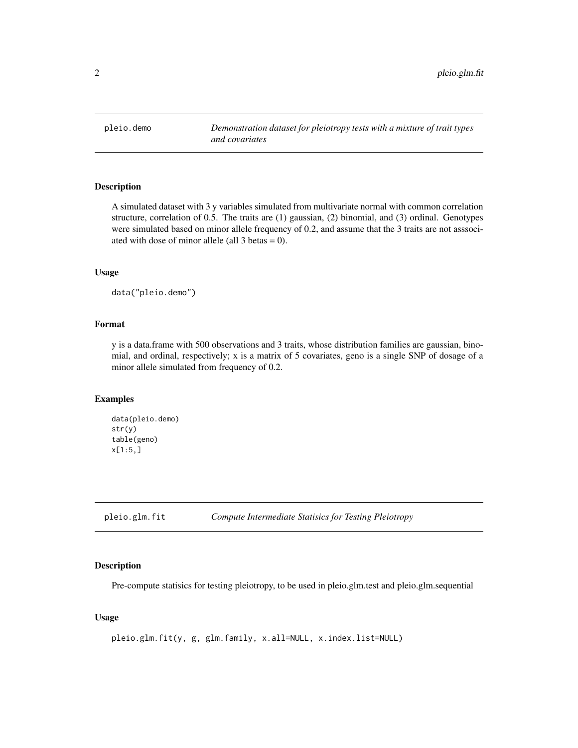## pleio.demo

*Demonstration dataset for pleiotropy tests with a mixture of trait types and covariates*

### Description

A simulated dataset with 3 y variables simulated from multivariate normal with common correlation structure, correlation of 0.5. The traits are (1) gaussian, (2) binomial, and (3) ordinal. Genotypes were simulated based on minor allele frequency of 0.2, and assume that the 3 traits are not asssociated with dose of minor allele (all 3 betas = 0).

### Usage

```
data("pleio.demo")
```

### Format

y is a data.frame with 500 observations and 3 traits, whose distribution families are gaussian, binomial, and ordinal, respectively; x is a matrix of 5 covariates, geno is a single SNP of dosage of a minor allele simulated from frequency of 0.2.

### Examples

```
data(pleio.demo)
str(y)
table(geno)
x[1:5,]
```

## pleio.glm.fit

*Compute Intermediate Statisics for Testing Pleiotropy*

### Description

Pre-compute statisics for testing pleiotropy, to be used in pleio.glm.test and pleio.glm.sequential

### Usage

```
pleio.glm.fit(y, g, glm.family, x.all=NULL, x.index.list=NULL)
```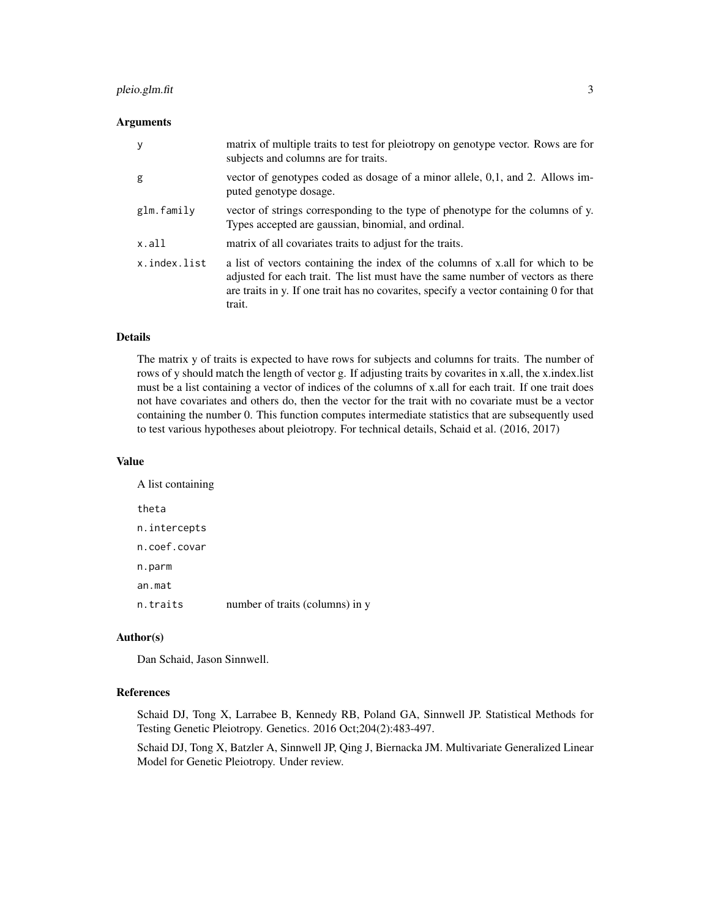### Arguments

| | |
|---|---|
| `y` | matrix of multiple traits to test for pleiotropy on genotype vector. Rows are for subjects and columns are for traits. |
| `g` | vector of genotypes coded as dosage of a minor allele, 0,1, and 2. Allows imputed genotype dosage. |
| `glm.family` | vector of strings corresponding to the type of phenotype for the columns of y. Types accepted are gaussian, binomial, and ordinal. |
| `x.all` | matrix of all covariates traits to adjust for the traits. |
| `x.index.list` | a list of vectors containing the index of the columns of x.all for which to be adjusted for each trait. The list must have the same number of vectors as there are traits in y. If one trait has no covarites, specify a vector containing 0 for that trait. |

### Details

The matrix y of traits is expected to have rows for subjects and columns for traits. The number of rows of y should match the length of vector g. If adjusting traits by covarites in x.all, the x.index.list must be a list containing a vector of indices of the columns of x.all for each trait. If one trait does not have covariates and others do, then the vector for the trait with no covariate must be a vector containing the number 0. This function computes intermediate statistics that are subsequently used to test various hypotheses about pleiotropy. For technical details, Schaid et al. (2016, 2017)

### Value

A list containing

| | |
|---|---|
| `theta` | |
| `n.intercepts` | |
| `n.coef.covar` | |
| `n.parm` | |
| `an.mat` | |
| `n.traits` | number of traits (columns) in y |

### Author(s)

Dan Schaid, Jason Sinnwell.

### References

Schaid DJ, Tong X, Larrabee B, Kennedy RB, Poland GA, Sinnwell JP. Statistical Methods for Testing Genetic Pleiotropy. Genetics. 2016 Oct;204(2):483-497.

Schaid DJ, Tong X, Batzler A, Sinnwell JP, Qing J, Biernacka JM. Multivariate Generalized Linear Model for Genetic Pleiotropy. Under review.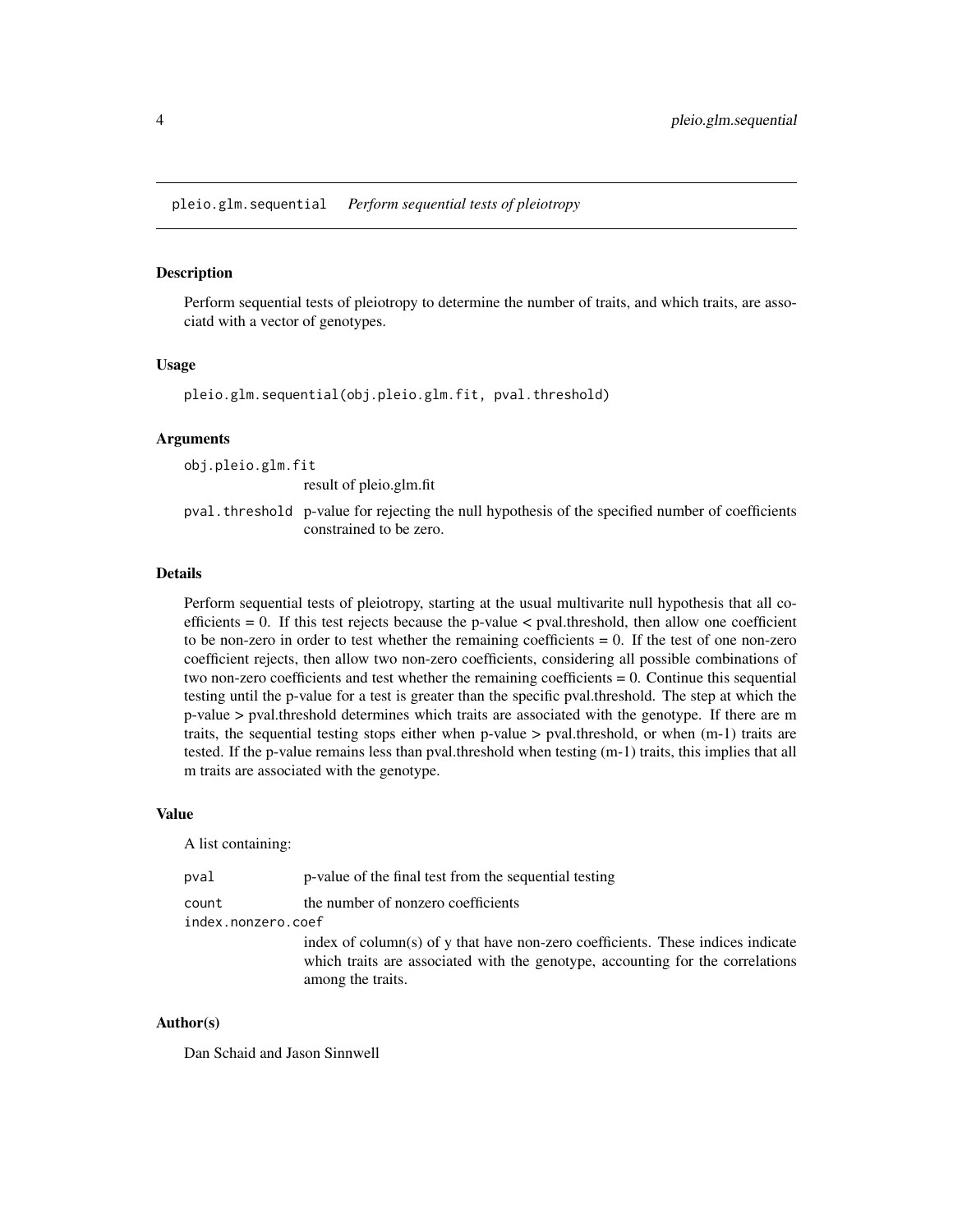## pleio.glm.sequential — *Perform sequential tests of pleiotropy*

### Description

Perform sequential tests of pleiotropy to determine the number of traits, and which traits, are associatd with a vector of genotypes.

### Usage

```
pleio.glm.sequential(obj.pleio.glm.fit, pval.threshold)
```

### Arguments

| | |
|---|---|
| `obj.pleio.glm.fit` | result of pleio.glm.fit |
| `pval.threshold` | p-value for rejecting the null hypothesis of the specified number of coefficients constrained to be zero. |

### Details

Perform sequential tests of pleiotropy, starting at the usual multivarite null hypothesis that all coefficients = 0. If this test rejects because the p-value < pval.threshold, then allow one coefficient to be non-zero in order to test whether the remaining coefficients = 0. If the test of one non-zero coefficient rejects, then allow two non-zero coefficients, considering all possible combinations of two non-zero coefficients and test whether the remaining coefficients = 0. Continue this sequential testing until the p-value for a test is greater than the specific pval.threshold. The step at which the p-value > pval.threshold determines which traits are associated with the genotype. If there are m traits, the sequential testing stops either when p-value > pval.threshold, or when (m-1) traits are tested. If the p-value remains less than pval.threshold when testing (m-1) traits, this implies that all m traits are associated with the genotype.

### Value

A list containing:

| | |
|---|---|
| `pval` | p-value of the final test from the sequential testing |
| `count` | the number of nonzero coefficients |
| `index.nonzero.coef` | index of column(s) of y that have non-zero coefficients. These indices indicate which traits are associated with the genotype, accounting for the correlations among the traits. |

### Author(s)

Dan Schaid and Jason Sinnwell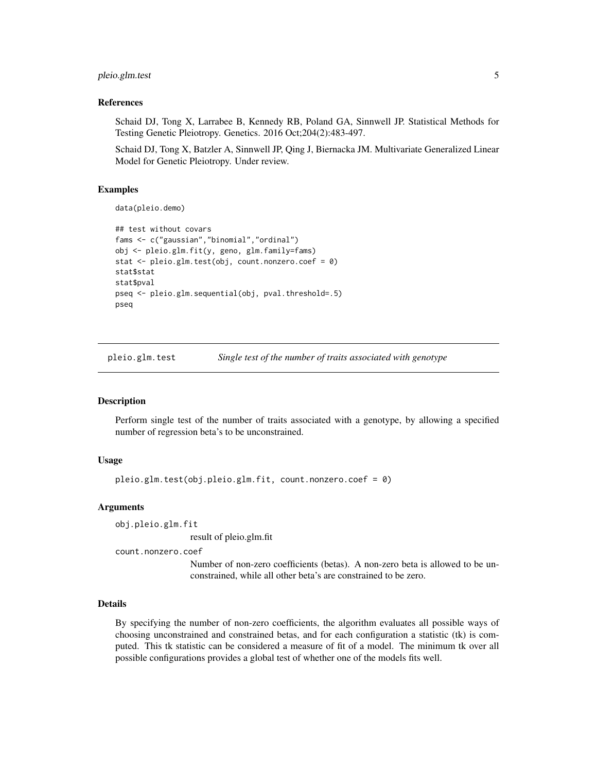### References

Schaid DJ, Tong X, Larrabee B, Kennedy RB, Poland GA, Sinnwell JP. Statistical Methods for Testing Genetic Pleiotropy. Genetics. 2016 Oct;204(2):483-497.

Schaid DJ, Tong X, Batzler A, Sinnwell JP, Qing J, Biernacka JM. Multivariate Generalized Linear Model for Genetic Pleiotropy. Under review.

### Examples

```
data(pleio.demo)

## test without covars
fams <- c("gaussian","binomial","ordinal")
obj <- pleio.glm.fit(y, geno, glm.family=fams)
stat <- pleio.glm.test(obj, count.nonzero.coef = 0)
stat$stat
stat$pval
pseq <- pleio.glm.sequential(obj, pval.threshold=.5)
pseq
```

---

## pleio.glm.test — *Single test of the number of traits associated with genotype*

### Description

Perform single test of the number of traits associated with a genotype, by allowing a specified number of regression beta's to be unconstrained.

### Usage

```
pleio.glm.test(obj.pleio.glm.fit, count.nonzero.coef = 0)
```

### Arguments

`obj.pleio.glm.fit`
: result of pleio.glm.fit

`count.nonzero.coef`
: Number of non-zero coefficients (betas). A non-zero beta is allowed to be unconstrained, while all other beta's are constrained to be zero.

### Details

By specifying the number of non-zero coefficients, the algorithm evaluates all possible ways of choosing unconstrained and constrained betas, and for each configuration a statistic (tk) is computed. This tk statistic can be considered a measure of fit of a model. The minimum tk over all possible configurations provides a global test of whether one of the models fits well.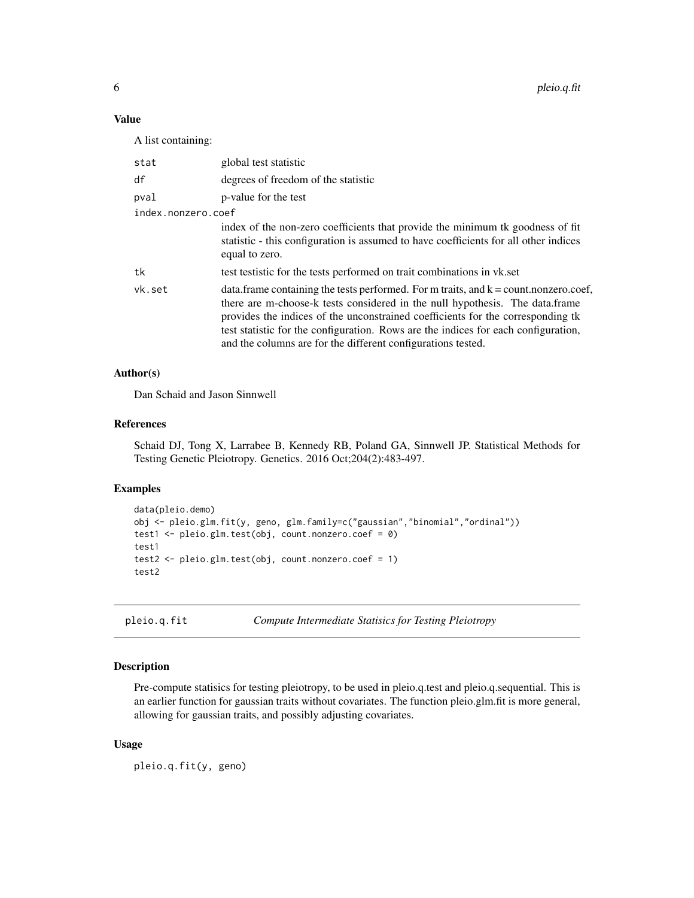### Value

A list containing:

| | |
|---|---|
| stat | global test statistic |
| df | degrees of freedom of the statistic |
| pval | p-value for the test |
| index.nonzero.coef | index of the non-zero coefficients that provide the minimum tk goodness of fit statistic - this configuration is assumed to have coefficients for all other indices equal to zero. |
| tk | test testistic for the tests performed on trait combinations in vk.set |
| vk.set | data.frame containing the tests performed. For m traits, and k = count.nonzero.coef, there are m-choose-k tests considered in the null hypothesis. The data.frame provides the indices of the unconstrained coefficients for the corresponding tk test statistic for the configuration. Rows are the indices for each configuration, and the columns are for the different configurations tested. |

### Author(s)

Dan Schaid and Jason Sinnwell

### References

Schaid DJ, Tong X, Larrabee B, Kennedy RB, Poland GA, Sinnwell JP. Statistical Methods for Testing Genetic Pleiotropy. Genetics. 2016 Oct;204(2):483-497.

### Examples

```
data(pleio.demo)
obj <- pleio.glm.fit(y, geno, glm.family=c("gaussian","binomial","ordinal"))
test1 <- pleio.glm.test(obj, count.nonzero.coef = 0)
test1
test2 <- pleio.glm.test(obj, count.nonzero.coef = 1)
test2
```

---

## pleio.q.fit *Compute Intermediate Statisics for Testing Pleiotropy*

---

### Description

Pre-compute statisics for testing pleiotropy, to be used in pleio.q.test and pleio.q.sequential. This is an earlier function for gaussian traits without covariates. The function pleio.glm.fit is more general, allowing for gaussian traits, and possibly adjusting covariates.

### Usage

```
pleio.q.fit(y, geno)
```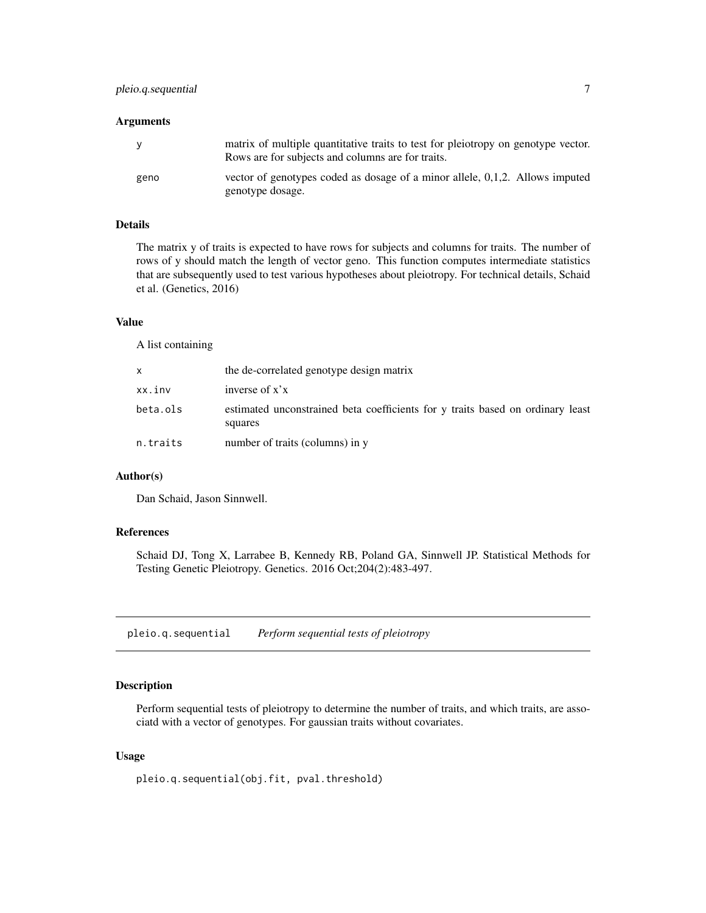### Arguments

| | |
|---|---|
| y | matrix of multiple quantitative traits to test for pleiotropy on genotype vector. Rows are for subjects and columns are for traits. |
| geno | vector of genotypes coded as dosage of a minor allele, 0,1,2. Allows imputed genotype dosage. |

### Details

The matrix y of traits is expected to have rows for subjects and columns for traits. The number of rows of y should match the length of vector geno. This function computes intermediate statistics that are subsequently used to test various hypotheses about pleiotropy. For technical details, Schaid et al. (Genetics, 2016)

### Value

A list containing

| | |
|---|---|
| x | the de-correlated genotype design matrix |
| xx.inv | inverse of x'x |
| beta.ols | estimated unconstrained beta coefficients for y traits based on ordinary least squares |
| n.traits | number of traits (columns) in y |

### Author(s)

Dan Schaid, Jason Sinnwell.

### References

Schaid DJ, Tong X, Larrabee B, Kennedy RB, Poland GA, Sinnwell JP. Statistical Methods for Testing Genetic Pleiotropy. Genetics. 2016 Oct;204(2):483-497.

---

## pleio.q.sequential *Perform sequential tests of pleiotropy*

---

### Description

Perform sequential tests of pleiotropy to determine the number of traits, and which traits, are associatd with a vector of genotypes. For gaussian traits without covariates.

### Usage

```
pleio.q.sequential(obj.fit, pval.threshold)
```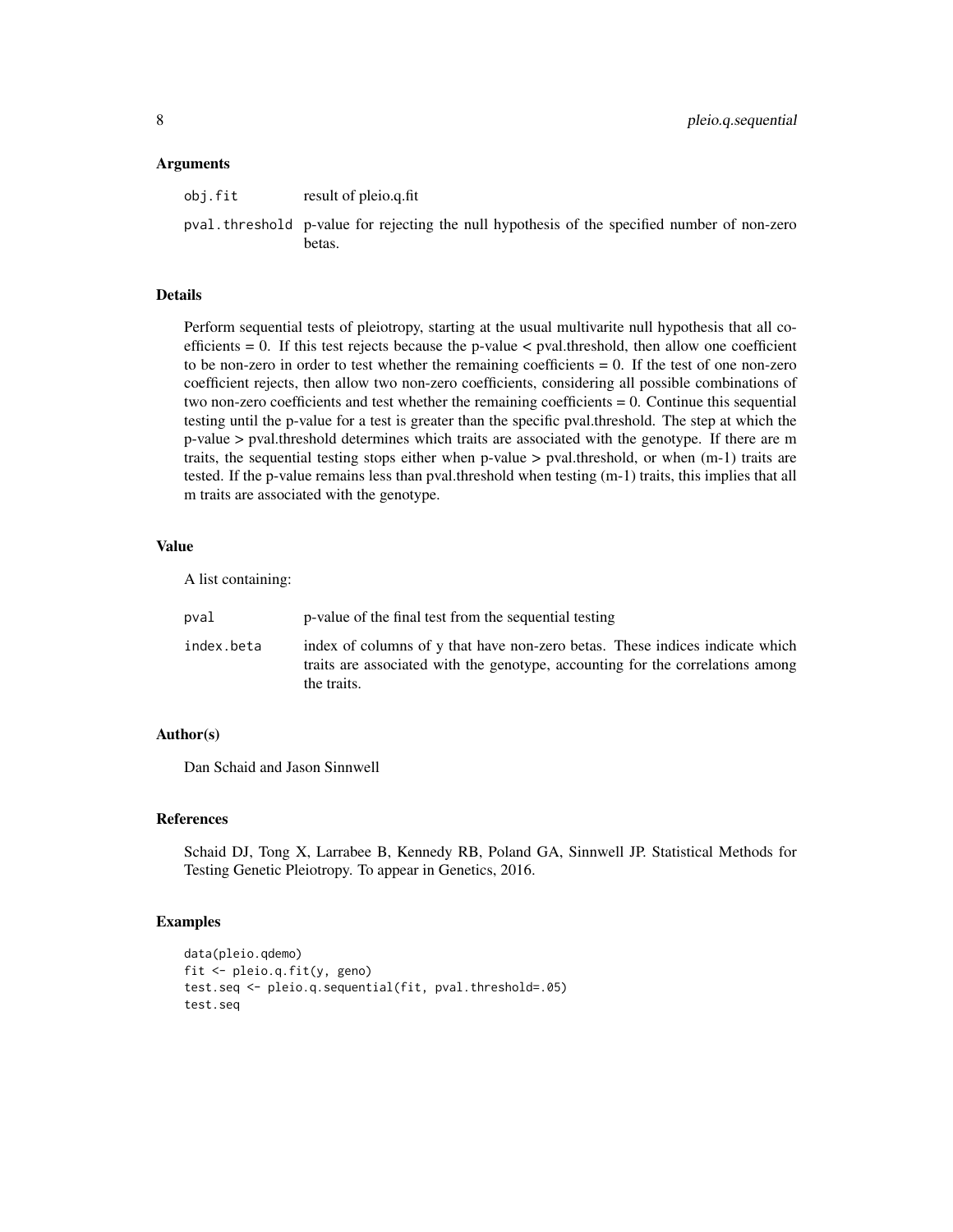### Arguments

| | |
|---|---|
| obj.fit | result of pleio.q.fit |
| pval.threshold | p-value for rejecting the null hypothesis of the specified number of non-zero betas. |

### Details

Perform sequential tests of pleiotropy, starting at the usual multivarite null hypothesis that all coefficients = 0. If this test rejects because the p-value < pval.threshold, then allow one coefficient to be non-zero in order to test whether the remaining coefficients = 0. If the test of one non-zero coefficient rejects, then allow two non-zero coefficients, considering all possible combinations of two non-zero coefficients and test whether the remaining coefficients = 0. Continue this sequential testing until the p-value for a test is greater than the specific pval.threshold. The step at which the p-value > pval.threshold determines which traits are associated with the genotype. If there are m traits, the sequential testing stops either when p-value > pval.threshold, or when (m-1) traits are tested. If the p-value remains less than pval.threshold when testing (m-1) traits, this implies that all m traits are associated with the genotype.

### Value

A list containing:

| | |
|---|---|
| pval | p-value of the final test from the sequential testing |
| index.beta | index of columns of y that have non-zero betas. These indices indicate which traits are associated with the genotype, accounting for the correlations among the traits. |

### Author(s)

Dan Schaid and Jason Sinnwell

### References

Schaid DJ, Tong X, Larrabee B, Kennedy RB, Poland GA, Sinnwell JP. Statistical Methods for Testing Genetic Pleiotropy. To appear in Genetics, 2016.

### Examples

```
data(pleio.qdemo)
fit <- pleio.q.fit(y, geno)
test.seq <- pleio.q.sequential(fit, pval.threshold=.05)
test.seq
```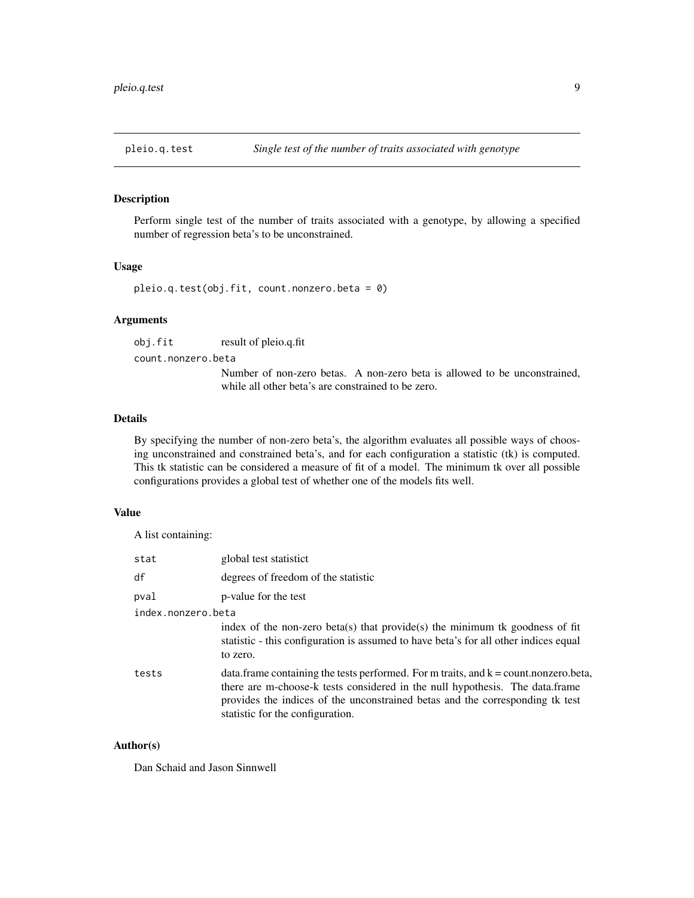pleio.q.test *Single test of the number of traits associated with genotype*

## Description

Perform single test of the number of traits associated with a genotype, by allowing a specified number of regression beta's to be unconstrained.

## Usage

```
pleio.q.test(obj.fit, count.nonzero.beta = 0)
```

## Arguments

`obj.fit` result of pleio.q.fit

`count.nonzero.beta`
Number of non-zero betas. A non-zero beta is allowed to be unconstrained, while all other beta's are constrained to be zero.

## Details

By specifying the number of non-zero beta's, the algorithm evaluates all possible ways of choosing unconstrained and constrained beta's, and for each configuration a statistic (tk) is computed. This tk statistic can be considered a measure of fit of a model. The minimum tk over all possible configurations provides a global test of whether one of the models fits well.

## Value

A list containing:

`stat` global test statistict

`df` degrees of freedom of the statistic

`pval` p-value for the test

`index.nonzero.beta`
index of the non-zero beta(s) that provide(s) the minimum tk goodness of fit statistic - this configuration is assumed to have beta's for all other indices equal to zero.

`tests` data.frame containing the tests performed. For m traits, and k = count.nonzero.beta, there are m-choose-k tests considered in the null hypothesis. The data.frame provides the indices of the unconstrained betas and the corresponding tk test statistic for the configuration.

## Author(s)

Dan Schaid and Jason Sinnwell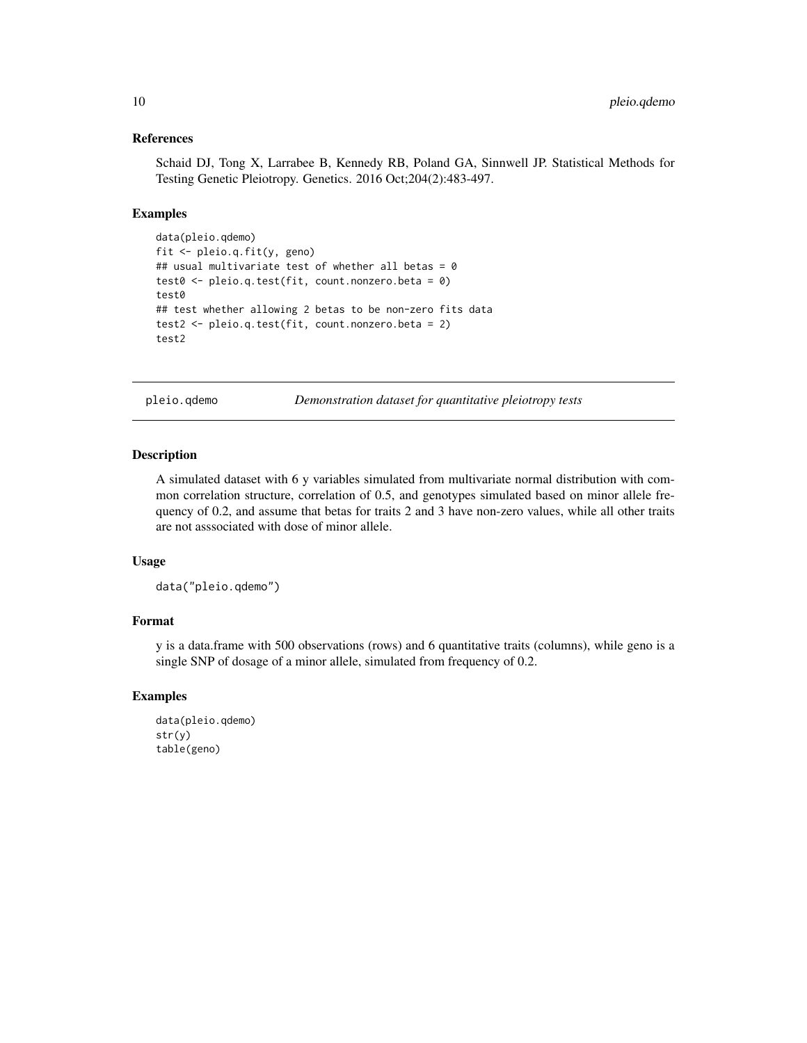### References

Schaid DJ, Tong X, Larrabee B, Kennedy RB, Poland GA, Sinnwell JP. Statistical Methods for Testing Genetic Pleiotropy. Genetics. 2016 Oct;204(2):483-497.

### Examples

```
data(pleio.qdemo)
fit <- pleio.q.fit(y, geno)
## usual multivariate test of whether all betas = 0
test0 <- pleio.q.test(fit, count.nonzero.beta = 0)
test0
## test whether allowing 2 betas to be non-zero fits data
test2 <- pleio.q.test(fit, count.nonzero.beta = 2)
test2
```

## pleio.qdemo — *Demonstration dataset for quantitative pleiotropy tests*

### Description

A simulated dataset with 6 y variables simulated from multivariate normal distribution with common correlation structure, correlation of 0.5, and genotypes simulated based on minor allele frequency of 0.2, and assume that betas for traits 2 and 3 have non-zero values, while all other traits are not asssociated with dose of minor allele.

### Usage

```
data("pleio.qdemo")
```

### Format

y is a data.frame with 500 observations (rows) and 6 quantitative traits (columns), while geno is a single SNP of dosage of a minor allele, simulated from frequency of 0.2.

### Examples

```
data(pleio.qdemo)
str(y)
table(geno)
```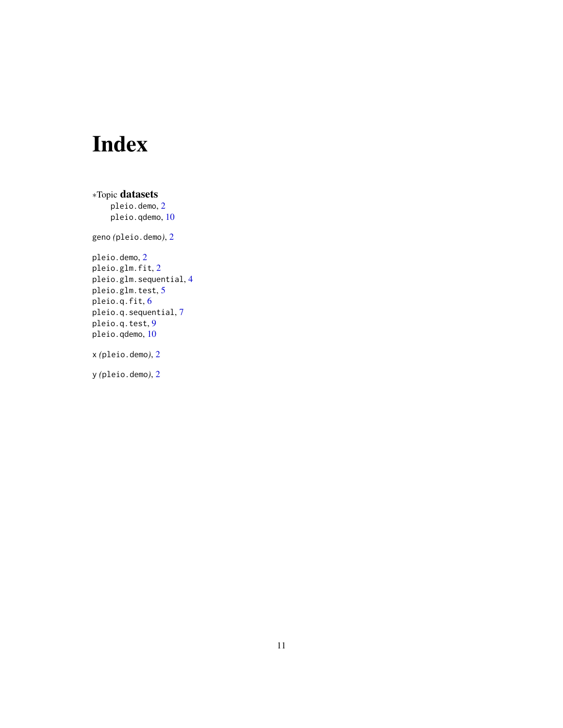# Index

*Topic **datasets**

- pleio.demo, 2
- pleio.qdemo, 10

geno (pleio.demo), 2

pleio.demo, 2
pleio.glm.fit, 2
pleio.glm.sequential, 4
pleio.glm.test, 5
pleio.q.fit, 6
pleio.q.sequential, 7
pleio.q.test, 9
pleio.qdemo, 10

x (pleio.demo), 2

y (pleio.demo), 2